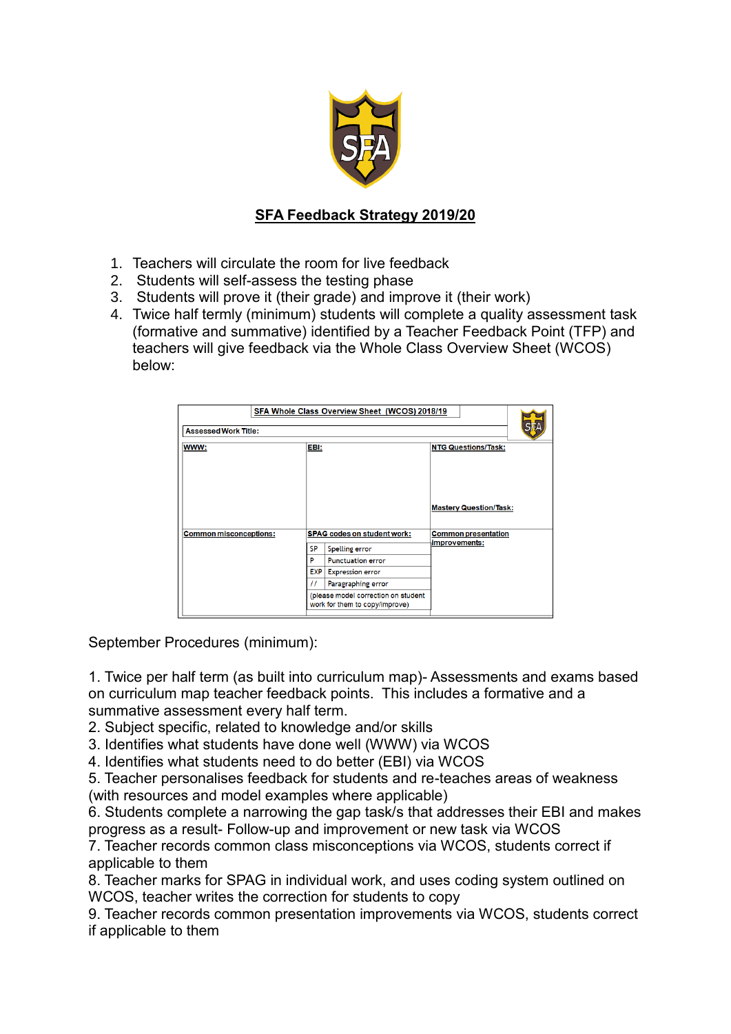## SFA Feedback Strategy 2019/20

1. Teachers will circulate the room for live feedback
2. Students will self-assess the testing phase
3. Students will prove it (their grade) and improve it (their work)
4. Twice half termly (minimum) students will complete a quality assessment task (formative and summative) identified by a Teacher Feedback Point (TFP) and teachers will give feedback via the Whole Class Overview Sheet (WCOS) below:

| SFA Whole Class Overview Sheet (WCOS) 2018/19 | | |
|---|---|---|
| Assessed Work Title: | | |
| WWW: | EBI: | NTG Questions/Task:<br><br>Mastery Question/Task: |
| Common misconceptions: | SPAG codes on student work:<br>SP — Spelling error<br>P — Punctuation error<br>EXP — Expression error<br>// — Paragraphing error<br>(please model correction on student work for them to copy/improve) | Common presentation improvements: |

September Procedures (minimum):

1. Twice per half term (as built into curriculum map)- Assessments and exams based on curriculum map teacher feedback points. This includes a formative and a summative assessment every half term.
2. Subject specific, related to knowledge and/or skills
3. Identifies what students have done well (WWW) via WCOS
4. Identifies what students need to do better (EBI) via WCOS
5. Teacher personalises feedback for students and re-teaches areas of weakness (with resources and model examples where applicable)
6. Students complete a narrowing the gap task/s that addresses their EBI and makes progress as a result- Follow-up and improvement or new task via WCOS
7. Teacher records common class misconceptions via WCOS, students correct if applicable to them
8. Teacher marks for SPAG in individual work, and uses coding system outlined on WCOS, teacher writes the correction for students to copy
9. Teacher records common presentation improvements via WCOS, students correct if applicable to them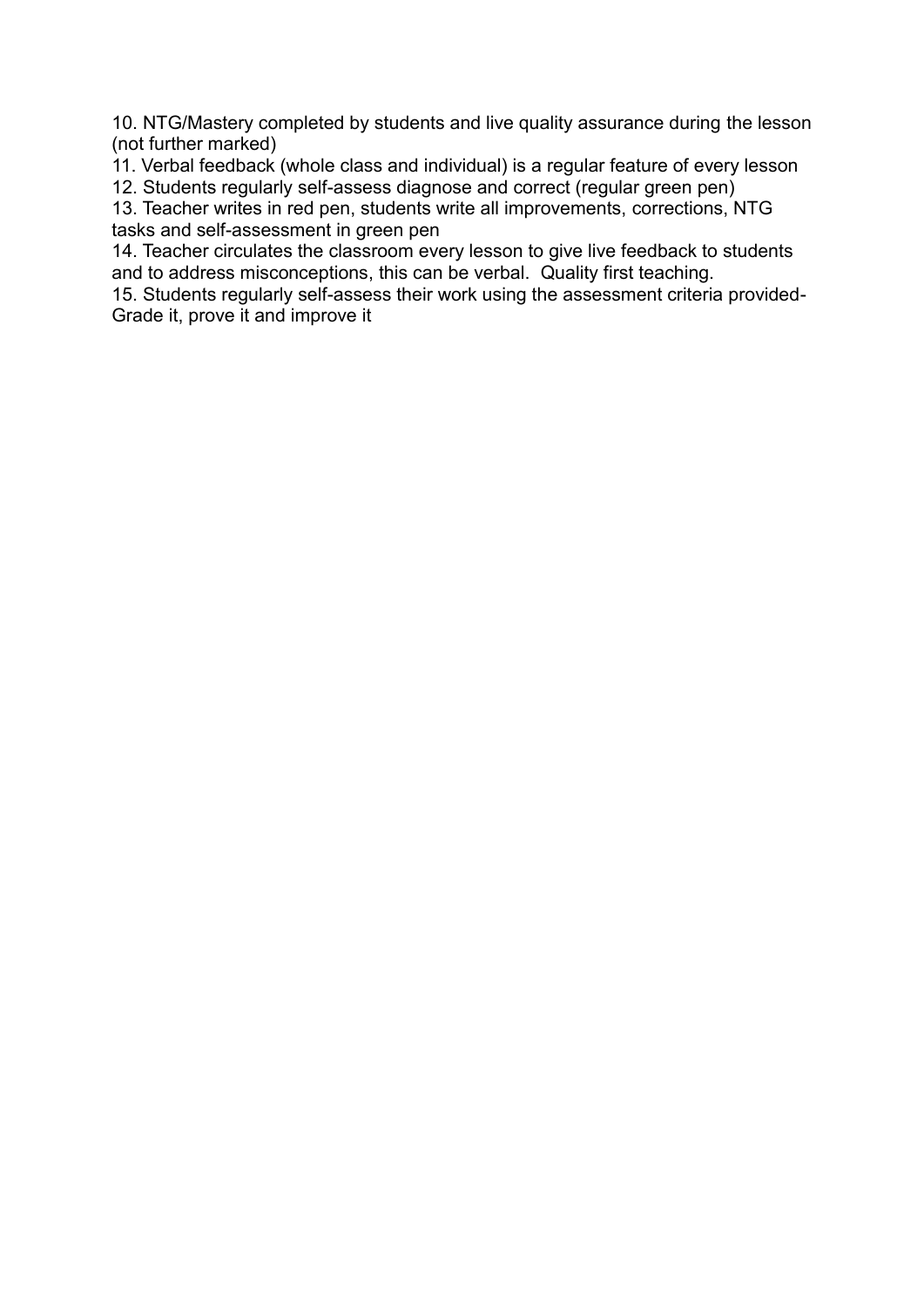10. NTG/Mastery completed by students and live quality assurance during the lesson (not further marked)
11. Verbal feedback (whole class and individual) is a regular feature of every lesson
12. Students regularly self-assess diagnose and correct (regular green pen)
13. Teacher writes in red pen, students write all improvements, corrections, NTG tasks and self-assessment in green pen
14. Teacher circulates the classroom every lesson to give live feedback to students and to address misconceptions, this can be verbal. Quality first teaching.
15. Students regularly self-assess their work using the assessment criteria provided- Grade it, prove it and improve it